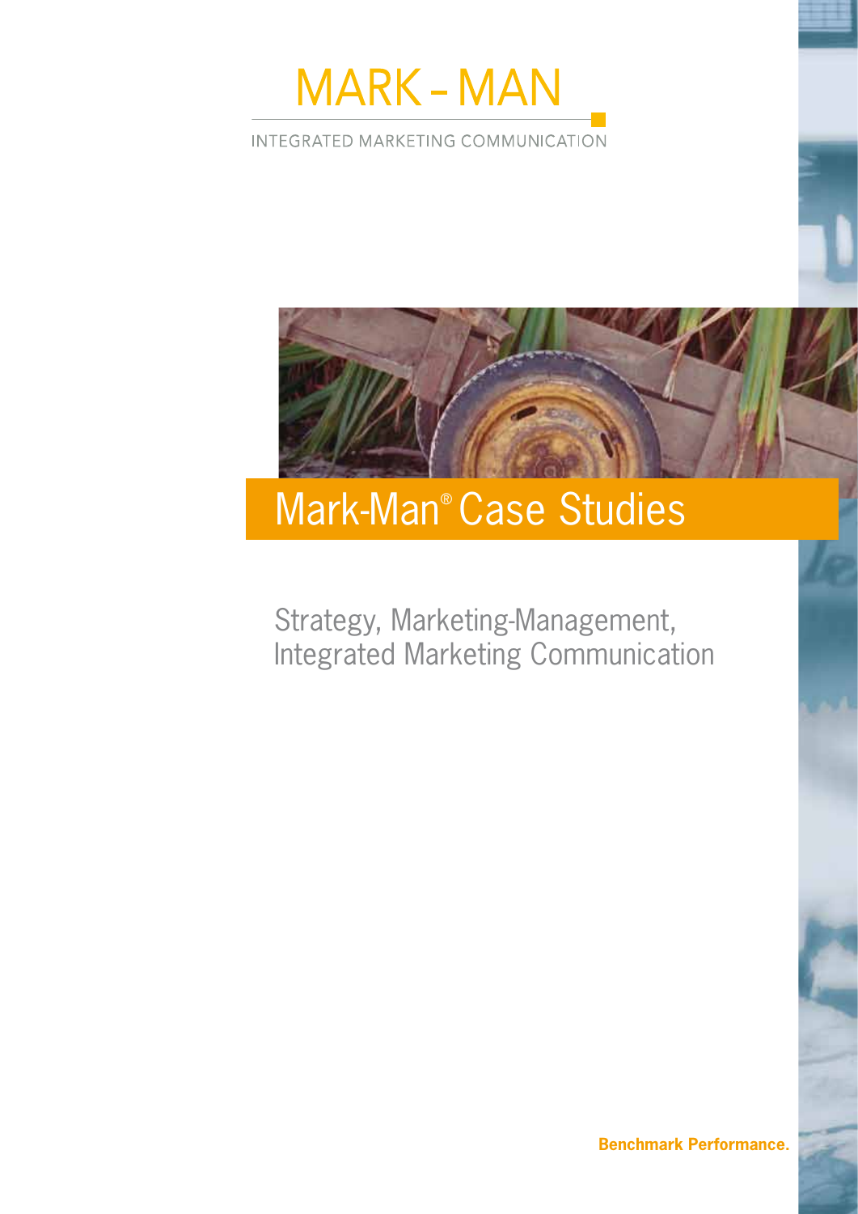# MARK - MAN

INTEGRATED MARKETING COMMUNICATION

## Mark-Man® Case Studies

Strategy, Marketing-Management, Integrated Marketing Communication

**Benchmark Performance.**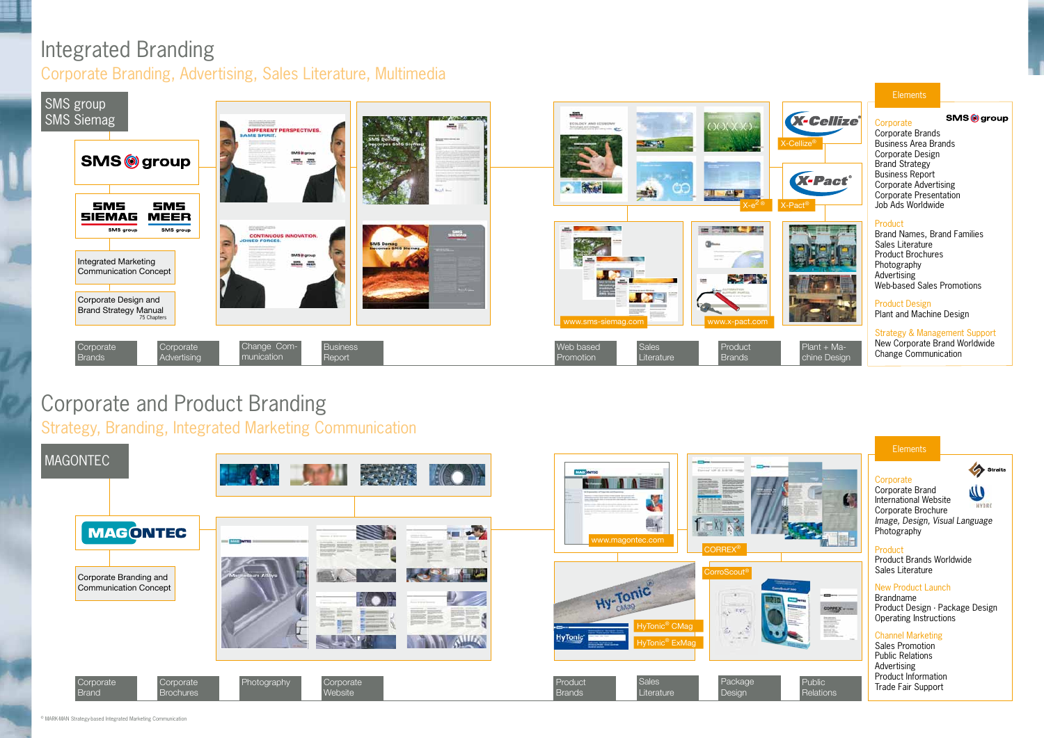# Integrated Branding

## Corporate Branding, Advertising, Sales Literature, Multimedia

SMS group
SMS Siemag

SMS group

SMS SIEMAG · SMS MEER

Integrated Marketing Communication Concept

Corporate Design and Brand Strategy Manual
75 Chapters

X-Cellize®

X-Pact®

X-e²®

www.sms-siemag.com

www.x-pact.com

Corporate Brands | Corporate Advertising | Change Communication | Business Report | Web based Promotion | Sales Literature | Product Brands | Plant + Machine Design

**Elements**

**Corporate**
Corporate Brands
Business Area Brands
Corporate Design
Brand Strategy
Business Report
Corporate Advertising
Corporate Presentation
Job Ads Worldwide

**Product**
Brand Names, Brand Families
Sales Literature
Product Brochures
Photography
Advertising
Web-based Sales Promotions

**Product Design**
Plant and Machine Design

**Strategy & Management Support**
New Corporate Brand Worldwide
Change Communication

# Corporate and Product Branding

## Strategy, Branding, Integrated Marketing Communication

MAGONTEC

MAGONTEC

Corporate Branding and Communication Concept

www.magontec.com

CORREX®

CorroScout®

HyTonic® CMag

HyTonic® ExMag

Corporate Brand | Corporate Brochures | Photography | Corporate Website | Product Brands | Sales Literature | Package Design | Public Relations

**Elements**

**Corporate**
Corporate Brand
International Website
Corporate Brochure
*Image, Design, Visual Language*
Photography

**Product**
Product Brands Worldwide
Sales Literature

**New Product Launch**
Brandname
Product Design · Package Design
Operating Instructions

**Channel Marketing**
Sales Promotion
Public Relations
Advertising
Product Information
Trade Fair Support

© MARK-MAN Strategy-based Integrated Marketing Communication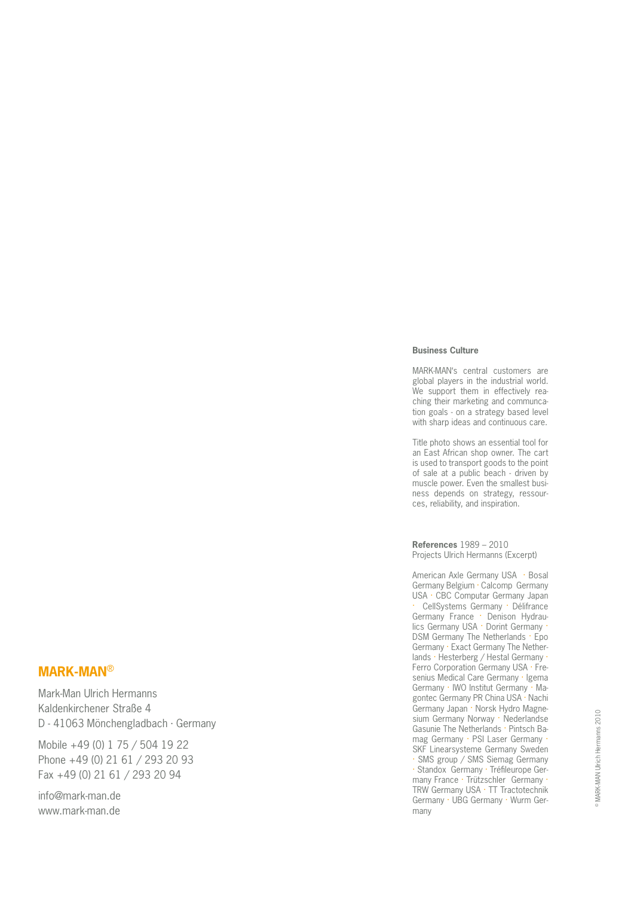### Business Culture

MARK-MAN's central customers are global players in the industrial world. We support them in effectively reaching their marketing and communcation goals - on a strategy based level with sharp ideas and continuous care.

Title photo shows an essential tool for an East African shop owner. The cart is used to transport goods to the point of sale at a public beach - driven by muscle power. Even the smallest business depends on strategy, ressources, reliability, and inspiration.

**References** 1989 – 2010
Projects Ulrich Hermanns (Excerpt)

American Axle Germany USA · Bosal Germany Belgium · Calcomp Germany USA · CBC Computar Germany Japan · CellSystems Germany · Délifrance Germany France · Denison Hydraulics Germany USA · Dorint Germany · DSM Germany The Netherlands · Epo Germany · Exact Germany The Netherlands · Hesterberg / Hestal Germany · Ferro Corporation Germany USA · Fresenius Medical Care Germany · Igema Germany · IWO Institut Germany · Magontec Germany PR China USA · Nachi Germany Japan · Norsk Hydro Magnesium Germany Norway · Nederlandse Gasunie The Netherlands · Pintsch Bamag Germany · PSI Laser Germany · SKF Linearsysteme Germany Sweden · SMS group / SMS Siemag Germany · Standox Germany · Tréfileurope Germany France · Trützschler Germany · TRW Germany USA · TT Tractotechnik Germany · UBG Germany · Wurm Germany

**MARK-MAN®**

Mark-Man Ulrich Hermanns
Kaldenkirchener Straße 4
D - 41063 Mönchengladbach · Germany

Mobile +49 (0) 1 75 / 504 19 22
Phone +49 (0) 21 61 / 293 20 93
Fax +49 (0) 21 61 / 293 20 94

info@mark-man.de
www.mark-man.de

© MARK-MAN Ulrich Hermanns 2010